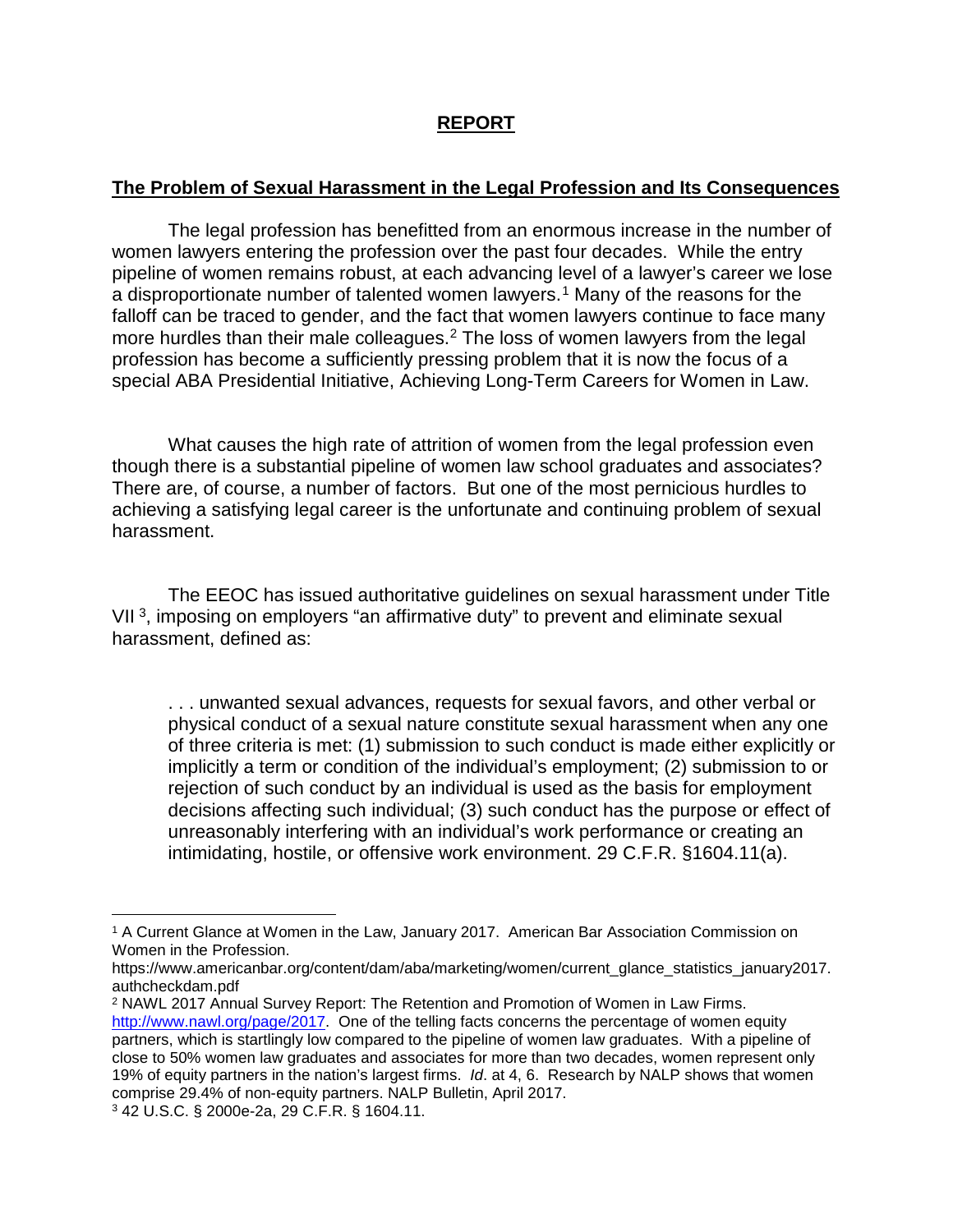## REPORT

### The Problem of Sexual Harassment in the Legal Profession and Its Consequences

The legal profession has benefitted from an enormous increase in the number of women lawyers entering the profession over the past four decades. While the entry pipeline of women remains robust, at each advancing level of a lawyer's career we lose a disproportionate number of talented women lawyers.[1] Many of the reasons for the falloff can be traced to gender, and the fact that women lawyers continue to face many more hurdles than their male colleagues.[2] The loss of women lawyers from the legal profession has become a sufficiently pressing problem that it is now the focus of a special ABA Presidential Initiative, Achieving Long-Term Careers for Women in Law.

What causes the high rate of attrition of women from the legal profession even though there is a substantial pipeline of women law school graduates and associates? There are, of course, a number of factors. But one of the most pernicious hurdles to achieving a satisfying legal career is the unfortunate and continuing problem of sexual harassment.

The EEOC has issued authoritative guidelines on sexual harassment under Title VII [3], imposing on employers "an affirmative duty" to prevent and eliminate sexual harassment, defined as:

> . . . unwanted sexual advances, requests for sexual favors, and other verbal or physical conduct of a sexual nature constitute sexual harassment when any one of three criteria is met: (1) submission to such conduct is made either explicitly or implicitly a term or condition of the individual's employment; (2) submission to or rejection of such conduct by an individual is used as the basis for employment decisions affecting such individual; (3) such conduct has the purpose or effect of unreasonably interfering with an individual's work performance or creating an intimidating, hostile, or offensive work environment. 29 C.F.R. §1604.11(a).

---

[1] A Current Glance at Women in the Law, January 2017. American Bar Association Commission on Women in the Profession. https://www.americanbar.org/content/dam/aba/marketing/women/current_glance_statistics_january2017.authcheckdam.pdf

[2] NAWL 2017 Annual Survey Report: The Retention and Promotion of Women in Law Firms. http://www.nawl.org/page/2017. One of the telling facts concerns the percentage of women equity partners, which is startlingly low compared to the pipeline of women law graduates. With a pipeline of close to 50% women law graduates and associates for more than two decades, women represent only 19% of equity partners in the nation's largest firms. *Id*. at 4, 6. Research by NALP shows that women comprise 29.4% of non-equity partners. NALP Bulletin, April 2017.

[3] 42 U.S.C. § 2000e-2a, 29 C.F.R. § 1604.11.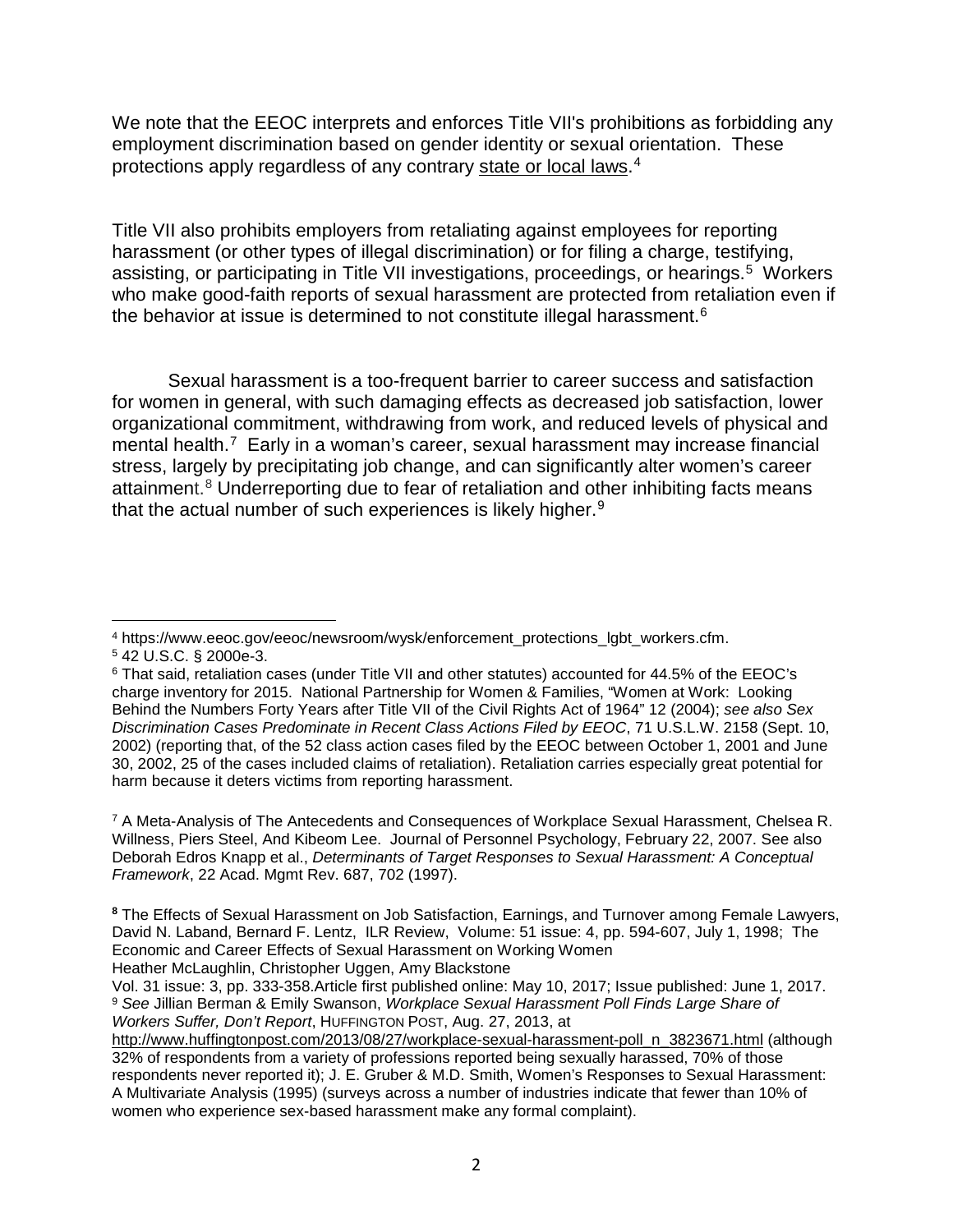We note that the EEOC interprets and enforces Title VII's prohibitions as forbidding any employment discrimination based on gender identity or sexual orientation. These protections apply regardless of any contrary state or local laws.[4]

Title VII also prohibits employers from retaliating against employees for reporting harassment (or other types of illegal discrimination) or for filing a charge, testifying, assisting, or participating in Title VII investigations, proceedings, or hearings.[5] Workers who make good-faith reports of sexual harassment are protected from retaliation even if the behavior at issue is determined to not constitute illegal harassment.[6]

Sexual harassment is a too-frequent barrier to career success and satisfaction for women in general, with such damaging effects as decreased job satisfaction, lower organizational commitment, withdrawing from work, and reduced levels of physical and mental health.[7] Early in a woman's career, sexual harassment may increase financial stress, largely by precipitating job change, and can significantly alter women's career attainment.[8] Underreporting due to fear of retaliation and other inhibiting facts means that the actual number of such experiences is likely higher.[9]

---

[4] https://www.eeoc.gov/eeoc/newsroom/wysk/enforcement_protections_lgbt_workers.cfm.

[5] 42 U.S.C. § 2000e-3.

[6] That said, retaliation cases (under Title VII and other statutes) accounted for 44.5% of the EEOC's charge inventory for 2015. National Partnership for Women & Families, "Women at Work: Looking Behind the Numbers Forty Years after Title VII of the Civil Rights Act of 1964" 12 (2004); *see also Sex Discrimination Cases Predominate in Recent Class Actions Filed by EEOC*, 71 U.S.L.W. 2158 (Sept. 10, 2002) (reporting that, of the 52 class action cases filed by the EEOC between October 1, 2001 and June 30, 2002, 25 of the cases included claims of retaliation). Retaliation carries especially great potential for harm because it deters victims from reporting harassment.

[7] A Meta-Analysis of The Antecedents and Consequences of Workplace Sexual Harassment, Chelsea R. Willness, Piers Steel, And Kibeom Lee. Journal of Personnel Psychology, February 22, 2007. See also Deborah Edros Knapp et al., *Determinants of Target Responses to Sexual Harassment: A Conceptual Framework*, 22 Acad. Mgmt Rev. 687, 702 (1997).

[8] The Effects of Sexual Harassment on Job Satisfaction, Earnings, and Turnover among Female Lawyers, David N. Laband, Bernard F. Lentz, ILR Review, Volume: 51 issue: 4, pp. 594-607, July 1, 1998; The Economic and Career Effects of Sexual Harassment on Working Women Heather McLaughlin, Christopher Uggen, Amy Blackstone Vol. 31 issue: 3, pp. 333-358.Article first published online: May 10, 2017; Issue published: June 1, 2017.

[9] *See* Jillian Berman & Emily Swanson, *Workplace Sexual Harassment Poll Finds Large Share of Workers Suffer, Don't Report*, HUFFINGTON POST, Aug. 27, 2013, at http://www.huffingtonpost.com/2013/08/27/workplace-sexual-harassment-poll_n_3823671.html (although 32% of respondents from a variety of professions reported being sexually harassed, 70% of those respondents never reported it); J. E. Gruber & M.D. Smith, Women's Responses to Sexual Harassment: A Multivariate Analysis (1995) (surveys across a number of industries indicate that fewer than 10% of women who experience sex-based harassment make any formal complaint).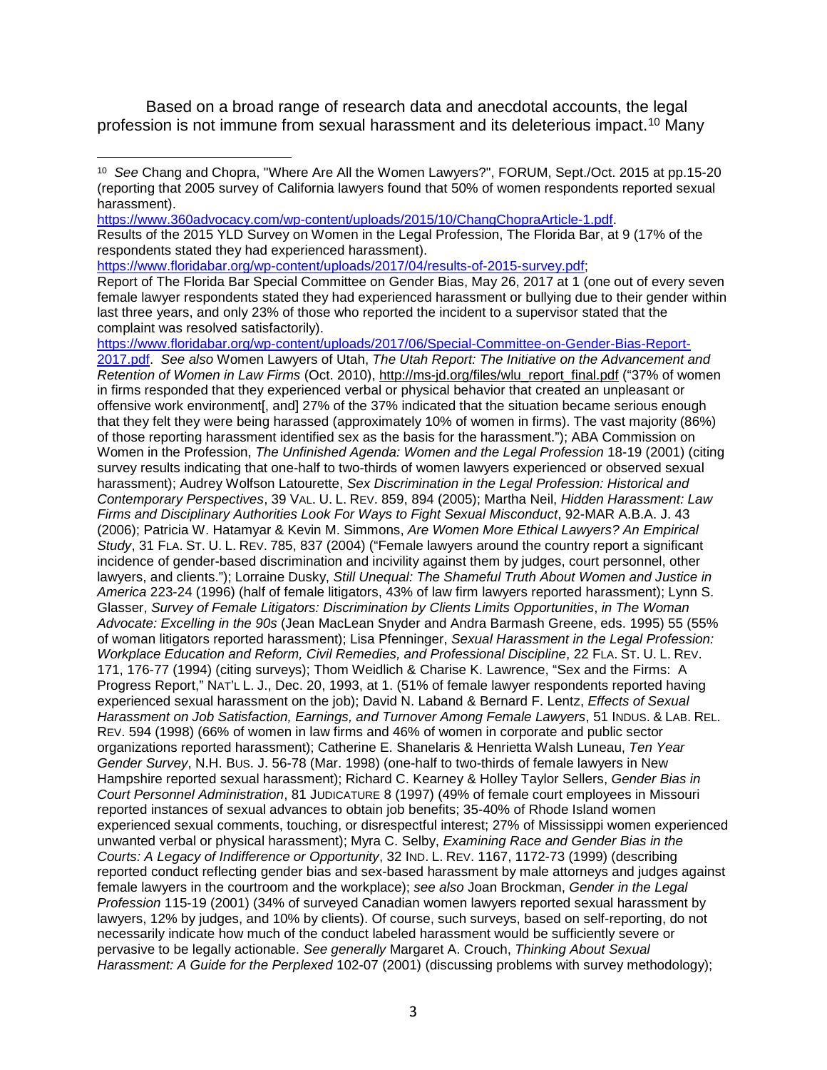Based on a broad range of research data and anecdotal accounts, the legal profession is not immune from sexual harassment and its deleterious impact.[10] Many

---

[10] *See* Chang and Chopra, "Where Are All the Women Lawyers?", FORUM, Sept./Oct. 2015 at pp.15-20 (reporting that 2005 survey of California lawyers found that 50% of women respondents reported sexual harassment).
https://www.360advocacy.com/wp-content/uploads/2015/10/ChangChopraArticle-1.pdf.
Results of the 2015 YLD Survey on Women in the Legal Profession, The Florida Bar, at 9 (17% of the respondents stated they had experienced harassment).
https://www.floridabar.org/wp-content/uploads/2017/04/results-of-2015-survey.pdf;
Report of The Florida Bar Special Committee on Gender Bias, May 26, 2017 at 1 (one out of every seven female lawyer respondents stated they had experienced harassment or bullying due to their gender within last three years, and only 23% of those who reported the incident to a supervisor stated that the complaint was resolved satisfactorily).
https://www.floridabar.org/wp-content/uploads/2017/06/Special-Committee-on-Gender-Bias-Report-2017.pdf. *See also* Women Lawyers of Utah, *The Utah Report: The Initiative on the Advancement and Retention of Women in Law Firms* (Oct. 2010), http://ms-jd.org/files/wlu_report_final.pdf ("37% of women in firms responded that they experienced verbal or physical behavior that created an unpleasant or offensive work environment[, and] 27% of the 37% indicated that the situation became serious enough that they felt they were being harassed (approximately 10% of women in firms). The vast majority (86%) of those reporting harassment identified sex as the basis for the harassment."); ABA Commission on Women in the Profession, *The Unfinished Agenda: Women and the Legal Profession* 18-19 (2001) (citing survey results indicating that one-half to two-thirds of women lawyers experienced or observed sexual harassment); Audrey Wolfson Latourette, *Sex Discrimination in the Legal Profession: Historical and Contemporary Perspectives*, 39 VAL. U. L. REV. 859, 894 (2005); Martha Neil, *Hidden Harassment: Law Firms and Disciplinary Authorities Look For Ways to Fight Sexual Misconduct*, 92-MAR A.B.A. J. 43 (2006); Patricia W. Hatamyar & Kevin M. Simmons, *Are Women More Ethical Lawyers? An Empirical Study*, 31 FLA. ST. U. L. REV. 785, 837 (2004) ("Female lawyers around the country report a significant incidence of gender-based discrimination and incivility against them by judges, court personnel, other lawyers, and clients."); Lorraine Dusky, *Still Unequal: The Shameful Truth About Women and Justice in America* 223-24 (1996) (half of female litigators, 43% of law firm lawyers reported harassment); Lynn S. Glasser, *Survey of Female Litigators: Discrimination by Clients Limits Opportunities*, *in The Woman Advocate: Excelling in the 90s* (Jean MacLean Snyder and Andra Barmash Greene, eds. 1995) 55 (55% of woman litigators reported harassment); Lisa Pfenninger, *Sexual Harassment in the Legal Profession: Workplace Education and Reform, Civil Remedies, and Professional Discipline*, 22 FLA. ST. U. L. REV. 171, 176-77 (1994) (citing surveys); Thom Weidlich & Charise K. Lawrence, "Sex and the Firms: A Progress Report," NAT'L L. J., Dec. 20, 1993, at 1. (51% of female lawyer respondents reported having experienced sexual harassment on the job); David N. Laband & Bernard F. Lentz, *Effects of Sexual Harassment on Job Satisfaction, Earnings, and Turnover Among Female Lawyers*, 51 INDUS. & LAB. REL. REV. 594 (1998) (66% of women in law firms and 46% of women in corporate and public sector organizations reported harassment); Catherine E. Shanelaris & Henrietta Walsh Luneau, *Ten Year Gender Survey*, N.H. BUS. J. 56-78 (Mar. 1998) (one-half to two-thirds of female lawyers in New Hampshire reported sexual harassment); Richard C. Kearney & Holley Taylor Sellers, *Gender Bias in Court Personnel Administration*, 81 JUDICATURE 8 (1997) (49% of female court employees in Missouri reported instances of sexual advances to obtain job benefits; 35-40% of Rhode Island women experienced sexual comments, touching, or disrespectful interest; 27% of Mississippi women experienced unwanted verbal or physical harassment); Myra C. Selby, *Examining Race and Gender Bias in the Courts: A Legacy of Indifference or Opportunity*, 32 IND. L. REV. 1167, 1172-73 (1999) (describing reported conduct reflecting gender bias and sex-based harassment by male attorneys and judges against female lawyers in the courtroom and the workplace); *see also* Joan Brockman, *Gender in the Legal Profession* 115-19 (2001) (34% of surveyed Canadian women lawyers reported sexual harassment by lawyers, 12% by judges, and 10% by clients). Of course, such surveys, based on self-reporting, do not necessarily indicate how much of the conduct labeled harassment would be sufficiently severe or pervasive to be legally actionable. *See generally* Margaret A. Crouch, *Thinking About Sexual Harassment: A Guide for the Perplexed* 102-07 (2001) (discussing problems with survey methodology);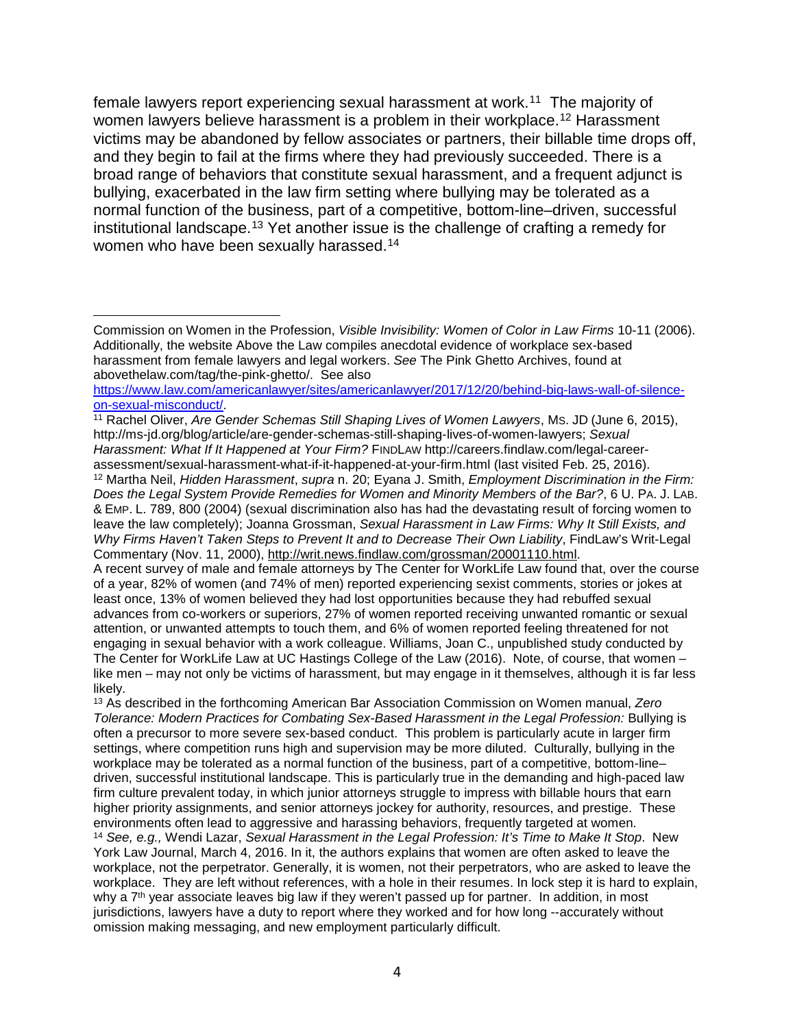female lawyers report experiencing sexual harassment at work.[11] The majority of women lawyers believe harassment is a problem in their workplace.[12] Harassment victims may be abandoned by fellow associates or partners, their billable time drops off, and they begin to fail at the firms where they had previously succeeded. There is a broad range of behaviors that constitute sexual harassment, and a frequent adjunct is bullying, exacerbated in the law firm setting where bullying may be tolerated as a normal function of the business, part of a competitive, bottom-line–driven, successful institutional landscape.[13] Yet another issue is the challenge of crafting a remedy for women who have been sexually harassed.[14]

---

Commission on Women in the Profession, *Visible Invisibility: Women of Color in Law Firms* 10-11 (2006). Additionally, the website Above the Law compiles anecdotal evidence of workplace sex-based harassment from female lawyers and legal workers. *See* The Pink Ghetto Archives, found at abovethelaw.com/tag/the-pink-ghetto/. See also https://www.law.com/americanlawyer/sites/americanlawyer/2017/12/20/behind-big-laws-wall-of-silence-on-sexual-misconduct/.

[11] Rachel Oliver, *Are Gender Schemas Still Shaping Lives of Women Lawyers*, MS. JD (June 6, 2015), http://ms-jd.org/blog/article/are-gender-schemas-still-shaping-lives-of-women-lawyers; *Sexual Harassment: What If It Happened at Your Firm?* FINDLAW http://careers.findlaw.com/legal-career-assessment/sexual-harassment-what-if-it-happened-at-your-firm.html (last visited Feb. 25, 2016).

[12] Martha Neil, *Hidden Harassment*, *supra* n. 20; Eyana J. Smith, *Employment Discrimination in the Firm: Does the Legal System Provide Remedies for Women and Minority Members of the Bar?*, 6 U. PA. J. LAB. & EMP. L. 789, 800 (2004) (sexual discrimination also has had the devastating result of forcing women to leave the law completely); Joanna Grossman, *Sexual Harassment in Law Firms: Why It Still Exists, and Why Firms Haven't Taken Steps to Prevent It and to Decrease Their Own Liability*, FindLaw's Writ-Legal Commentary (Nov. 11, 2000), http://writ.news.findlaw.com/grossman/20001110.html.

A recent survey of male and female attorneys by The Center for WorkLife Law found that, over the course of a year, 82% of women (and 74% of men) reported experiencing sexist comments, stories or jokes at least once, 13% of women believed they had lost opportunities because they had rebuffed sexual advances from co-workers or superiors, 27% of women reported receiving unwanted romantic or sexual attention, or unwanted attempts to touch them, and 6% of women reported feeling threatened for not engaging in sexual behavior with a work colleague. Williams, Joan C., unpublished study conducted by The Center for WorkLife Law at UC Hastings College of the Law (2016). Note, of course, that women – like men – may not only be victims of harassment, but may engage in it themselves, although it is far less likely.

[13] As described in the forthcoming American Bar Association Commission on Women manual, *Zero Tolerance: Modern Practices for Combating Sex-Based Harassment in the Legal Profession:* Bullying is often a precursor to more severe sex-based conduct. This problem is particularly acute in larger firm settings, where competition runs high and supervision may be more diluted. Culturally, bullying in the workplace may be tolerated as a normal function of the business, part of a competitive, bottom-line–driven, successful institutional landscape. This is particularly true in the demanding and high-paced law firm culture prevalent today, in which junior attorneys struggle to impress with billable hours that earn higher priority assignments, and senior attorneys jockey for authority, resources, and prestige. These environments often lead to aggressive and harassing behaviors, frequently targeted at women.

[14] *See, e.g.,* Wendi Lazar, *Sexual Harassment in the Legal Profession: It's Time to Make It Stop*. New York Law Journal, March 4, 2016. In it, the authors explains that women are often asked to leave the workplace, not the perpetrator. Generally, it is women, not their perpetrators, who are asked to leave the workplace. They are left without references, with a hole in their resumes. In lock step it is hard to explain, why a 7th year associate leaves big law if they weren't passed up for partner. In addition, in most jurisdictions, lawyers have a duty to report where they worked and for how long --accurately without omission making messaging, and new employment particularly difficult.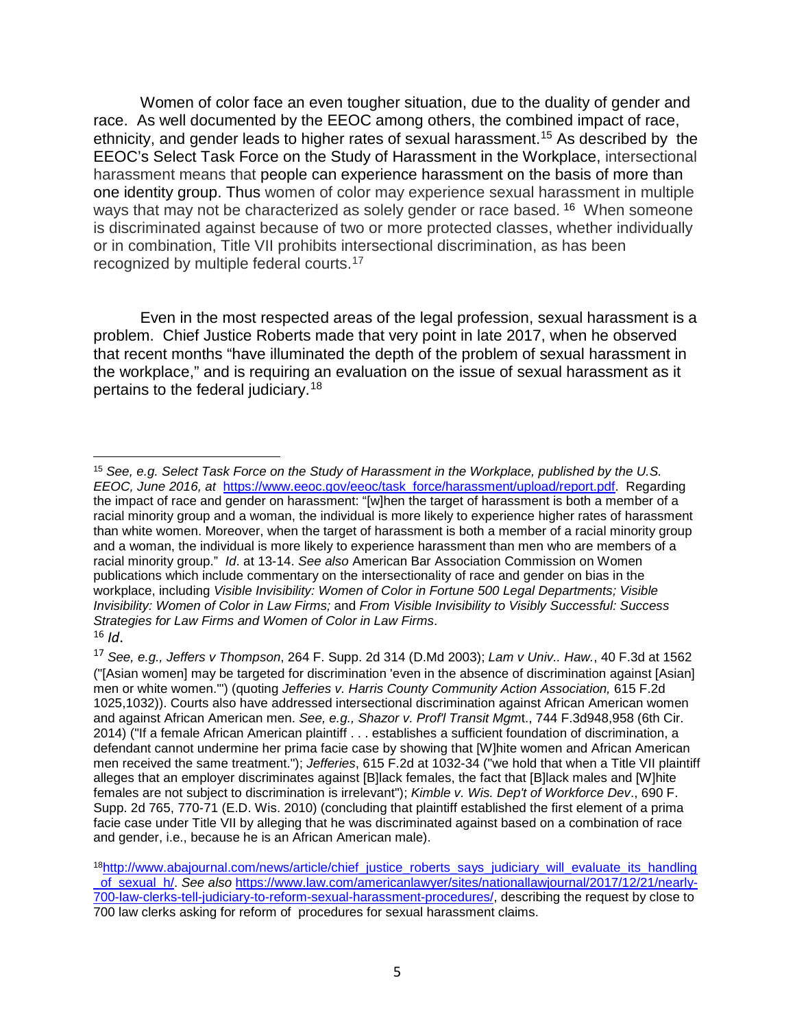Women of color face an even tougher situation, due to the duality of gender and race. As well documented by the EEOC among others, the combined impact of race, ethnicity, and gender leads to higher rates of sexual harassment.[15] As described by the EEOC's Select Task Force on the Study of Harassment in the Workplace, intersectional harassment means that people can experience harassment on the basis of more than one identity group. Thus women of color may experience sexual harassment in multiple ways that may not be characterized as solely gender or race based.[16] When someone is discriminated against because of two or more protected classes, whether individually or in combination, Title VII prohibits intersectional discrimination, as has been recognized by multiple federal courts.[17]

Even in the most respected areas of the legal profession, sexual harassment is a problem. Chief Justice Roberts made that very point in late 2017, when he observed that recent months "have illuminated the depth of the problem of sexual harassment in the workplace," and is requiring an evaluation on the issue of sexual harassment as it pertains to the federal judiciary.[18]

---

[15] *See, e.g. Select Task Force on the Study of Harassment in the Workplace, published by the U.S. EEOC, June 2016, at* https://www.eeoc.gov/eeoc/task_force/harassment/upload/report.pdf. Regarding the impact of race and gender on harassment: "[w]hen the target of harassment is both a member of a racial minority group and a woman, the individual is more likely to experience higher rates of harassment than white women. Moreover, when the target of harassment is both a member of a racial minority group and a woman, the individual is more likely to experience harassment than men who are members of a racial minority group." *Id*. at 13-14. *See also* American Bar Association Commission on Women publications which include commentary on the intersectionality of race and gender on bias in the workplace, including *Visible Invisibility: Women of Color in Fortune 500 Legal Departments; Visible Invisibility: Women of Color in Law Firms;* and *From Visible Invisibility to Visibly Successful: Success Strategies for Law Firms and Women of Color in Law Firms*.

[16] *Id*.

[17] *See, e.g., Jeffers v Thompson*, 264 F. Supp. 2d 314 (D.Md 2003); *Lam v Univ.. Haw.*, 40 F.3d at 1562 ("[Asian women] may be targeted for discrimination 'even in the absence of discrimination against [Asian] men or white women.'") (quoting *Jefferies v. Harris County Community Action Association,* 615 F.2d 1025,1032)). Courts also have addressed intersectional discrimination against African American women and against African American men. *See, e.g., Shazor v. Prof'l Transit Mgm*t., 744 F.3d948,958 (6th Cir. 2014) ("If a female African American plaintiff . . . establishes a sufficient foundation of discrimination, a defendant cannot undermine her prima facie case by showing that [W]hite women and African American men received the same treatment."); *Jefferies*, 615 F.2d at 1032-34 ("we hold that when a Title VII plaintiff alleges that an employer discriminates against [B]lack females, the fact that [B]lack males and [W]hite females are not subject to discrimination is irrelevant"); *Kimble v. Wis. Dep't of Workforce Dev*., 690 F. Supp. 2d 765, 770-71 (E.D. Wis. 2010) (concluding that plaintiff established the first element of a prima facie case under Title VII by alleging that he was discriminated against based on a combination of race and gender, i.e., because he is an African American male).

[18] http://www.abajournal.com/news/article/chief_justice_roberts_says_judiciary_will_evaluate_its_handling_of_sexual_h/. *See also* https://www.law.com/americanlawyer/sites/nationallawjournal/2017/12/21/nearly-700-law-clerks-tell-judiciary-to-reform-sexual-harassment-procedures/, describing the request by close to 700 law clerks asking for reform of procedures for sexual harassment claims.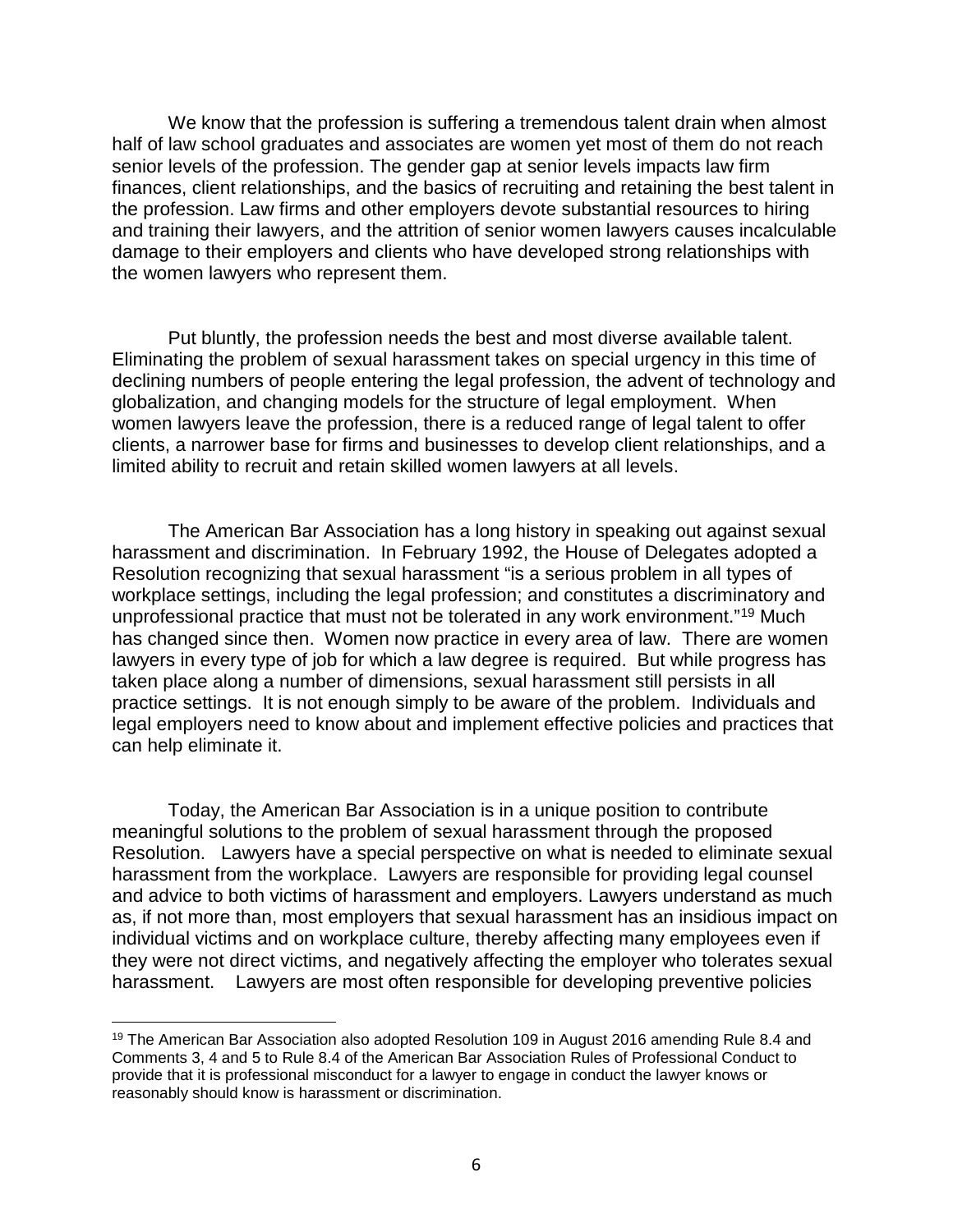We know that the profession is suffering a tremendous talent drain when almost half of law school graduates and associates are women yet most of them do not reach senior levels of the profession. The gender gap at senior levels impacts law firm finances, client relationships, and the basics of recruiting and retaining the best talent in the profession. Law firms and other employers devote substantial resources to hiring and training their lawyers, and the attrition of senior women lawyers causes incalculable damage to their employers and clients who have developed strong relationships with the women lawyers who represent them.

Put bluntly, the profession needs the best and most diverse available talent. Eliminating the problem of sexual harassment takes on special urgency in this time of declining numbers of people entering the legal profession, the advent of technology and globalization, and changing models for the structure of legal employment. When women lawyers leave the profession, there is a reduced range of legal talent to offer clients, a narrower base for firms and businesses to develop client relationships, and a limited ability to recruit and retain skilled women lawyers at all levels.

The American Bar Association has a long history in speaking out against sexual harassment and discrimination. In February 1992, the House of Delegates adopted a Resolution recognizing that sexual harassment "is a serious problem in all types of workplace settings, including the legal profession; and constitutes a discriminatory and unprofessional practice that must not be tolerated in any work environment."[19] Much has changed since then. Women now practice in every area of law. There are women lawyers in every type of job for which a law degree is required. But while progress has taken place along a number of dimensions, sexual harassment still persists in all practice settings. It is not enough simply to be aware of the problem. Individuals and legal employers need to know about and implement effective policies and practices that can help eliminate it.

Today, the American Bar Association is in a unique position to contribute meaningful solutions to the problem of sexual harassment through the proposed Resolution. Lawyers have a special perspective on what is needed to eliminate sexual harassment from the workplace. Lawyers are responsible for providing legal counsel and advice to both victims of harassment and employers. Lawyers understand as much as, if not more than, most employers that sexual harassment has an insidious impact on individual victims and on workplace culture, thereby affecting many employees even if they were not direct victims, and negatively affecting the employer who tolerates sexual harassment. Lawyers are most often responsible for developing preventive policies

[19] The American Bar Association also adopted Resolution 109 in August 2016 amending Rule 8.4 and Comments 3, 4 and 5 to Rule 8.4 of the American Bar Association Rules of Professional Conduct to provide that it is professional misconduct for a lawyer to engage in conduct the lawyer knows or reasonably should know is harassment or discrimination.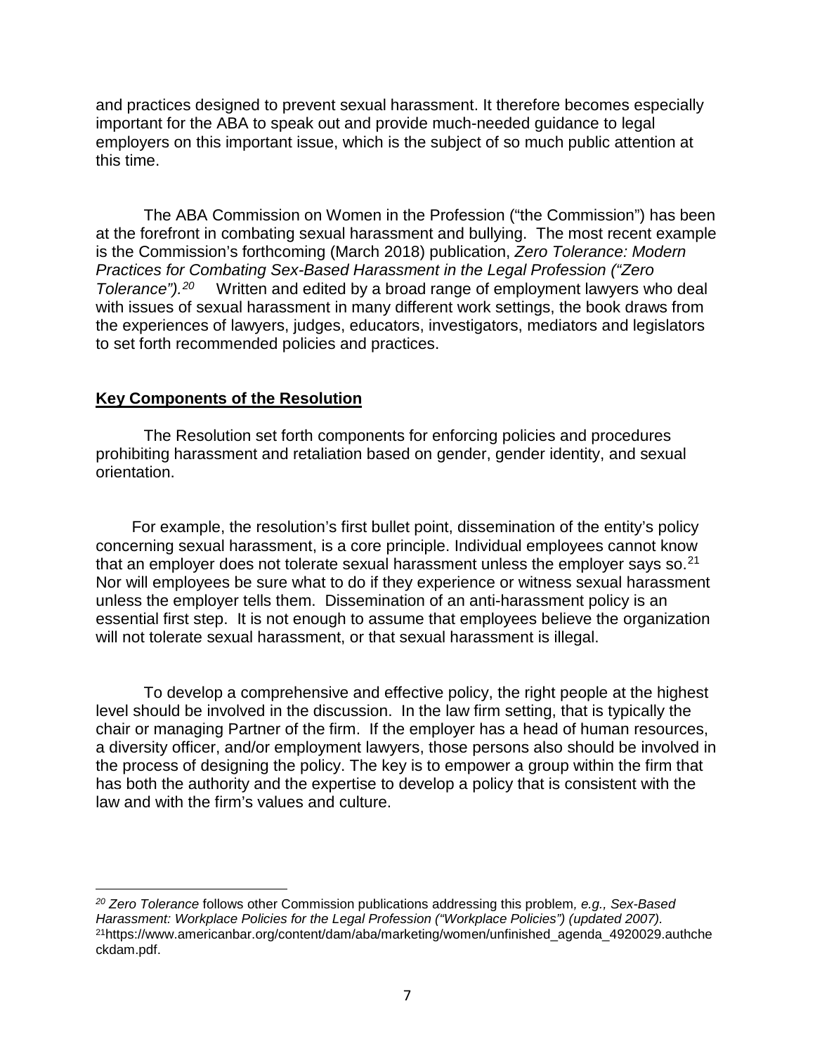and practices designed to prevent sexual harassment. It therefore becomes especially important for the ABA to speak out and provide much-needed guidance to legal employers on this important issue, which is the subject of so much public attention at this time.

The ABA Commission on Women in the Profession ("the Commission") has been at the forefront in combating sexual harassment and bullying. The most recent example is the Commission's forthcoming (March 2018) publication, *Zero Tolerance: Modern Practices for Combating Sex-Based Harassment in the Legal Profession ("Zero Tolerance").*[20] Written and edited by a broad range of employment lawyers who deal with issues of sexual harassment in many different work settings, the book draws from the experiences of lawyers, judges, educators, investigators, mediators and legislators to set forth recommended policies and practices.

## **Key Components of the Resolution**

The Resolution set forth components for enforcing policies and procedures prohibiting harassment and retaliation based on gender, gender identity, and sexual orientation.

For example, the resolution's first bullet point, dissemination of the entity's policy concerning sexual harassment, is a core principle. Individual employees cannot know that an employer does not tolerate sexual harassment unless the employer says so.[21] Nor will employees be sure what to do if they experience or witness sexual harassment unless the employer tells them. Dissemination of an anti-harassment policy is an essential first step. It is not enough to assume that employees believe the organization will not tolerate sexual harassment, or that sexual harassment is illegal.

To develop a comprehensive and effective policy, the right people at the highest level should be involved in the discussion. In the law firm setting, that is typically the chair or managing Partner of the firm. If the employer has a head of human resources, a diversity officer, and/or employment lawyers, those persons also should be involved in the process of designing the policy. The key is to empower a group within the firm that has both the authority and the expertise to develop a policy that is consistent with the law and with the firm's values and culture.

---

[20] *Zero Tolerance* follows other Commission publications addressing this problem*, e.g., Sex-Based Harassment: Workplace Policies for the Legal Profession ("Workplace Policies") (updated 2007).*

[21] https://www.americanbar.org/content/dam/aba/marketing/women/unfinished_agenda_4920029.authcheckdam.pdf.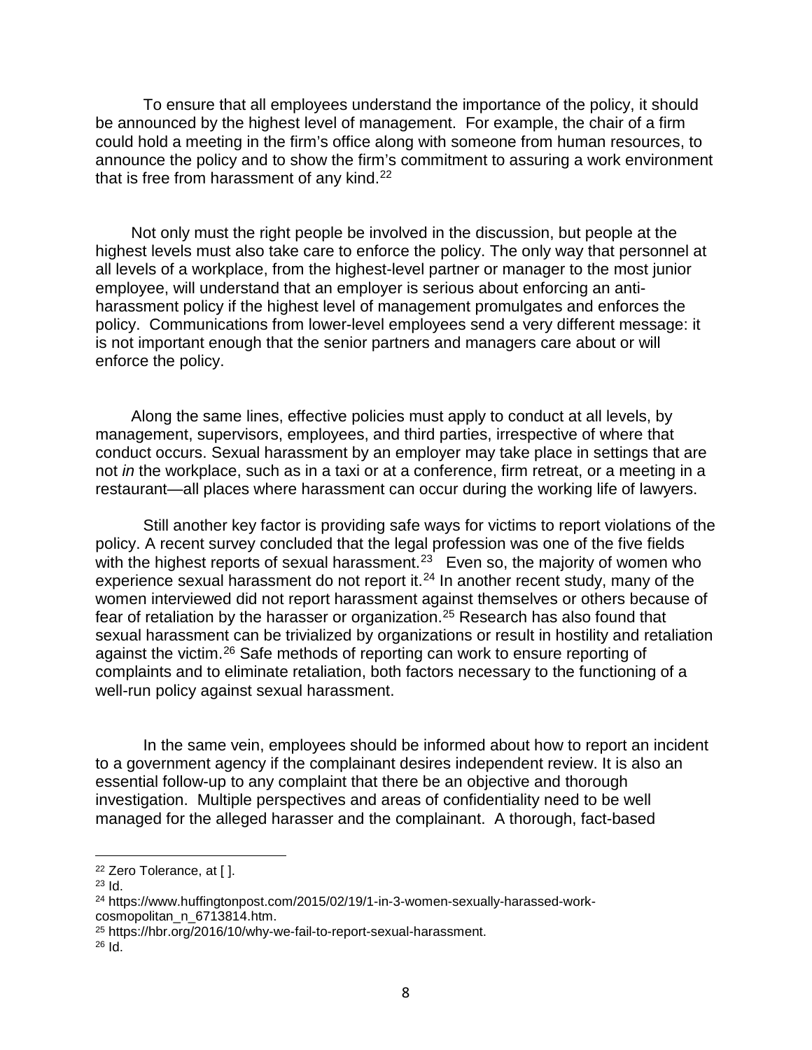To ensure that all employees understand the importance of the policy, it should be announced by the highest level of management. For example, the chair of a firm could hold a meeting in the firm's office along with someone from human resources, to announce the policy and to show the firm's commitment to assuring a work environment that is free from harassment of any kind.[22]

Not only must the right people be involved in the discussion, but people at the highest levels must also take care to enforce the policy. The only way that personnel at all levels of a workplace, from the highest-level partner or manager to the most junior employee, will understand that an employer is serious about enforcing an anti-harassment policy if the highest level of management promulgates and enforces the policy. Communications from lower-level employees send a very different message: it is not important enough that the senior partners and managers care about or will enforce the policy.

Along the same lines, effective policies must apply to conduct at all levels, by management, supervisors, employees, and third parties, irrespective of where that conduct occurs. Sexual harassment by an employer may take place in settings that are not *in* the workplace, such as in a taxi or at a conference, firm retreat, or a meeting in a restaurant—all places where harassment can occur during the working life of lawyers.

Still another key factor is providing safe ways for victims to report violations of the policy. A recent survey concluded that the legal profession was one of the five fields with the highest reports of sexual harassment.[23] Even so, the majority of women who experience sexual harassment do not report it.[24] In another recent study, many of the women interviewed did not report harassment against themselves or others because of fear of retaliation by the harasser or organization.[25] Research has also found that sexual harassment can be trivialized by organizations or result in hostility and retaliation against the victim.[26] Safe methods of reporting can work to ensure reporting of complaints and to eliminate retaliation, both factors necessary to the functioning of a well-run policy against sexual harassment.

In the same vein, employees should be informed about how to report an incident to a government agency if the complainant desires independent review. It is also an essential follow-up to any complaint that there be an objective and thorough investigation. Multiple perspectives and areas of confidentiality need to be well managed for the alleged harasser and the complainant. A thorough, fact-based

---

[22] Zero Tolerance, at [ ].

[23] Id.

[24] https://www.huffingtonpost.com/2015/02/19/1-in-3-women-sexually-harassed-work-cosmopolitan_n_6713814.htm.

[25] https://hbr.org/2016/10/why-we-fail-to-report-sexual-harassment.

[26] Id.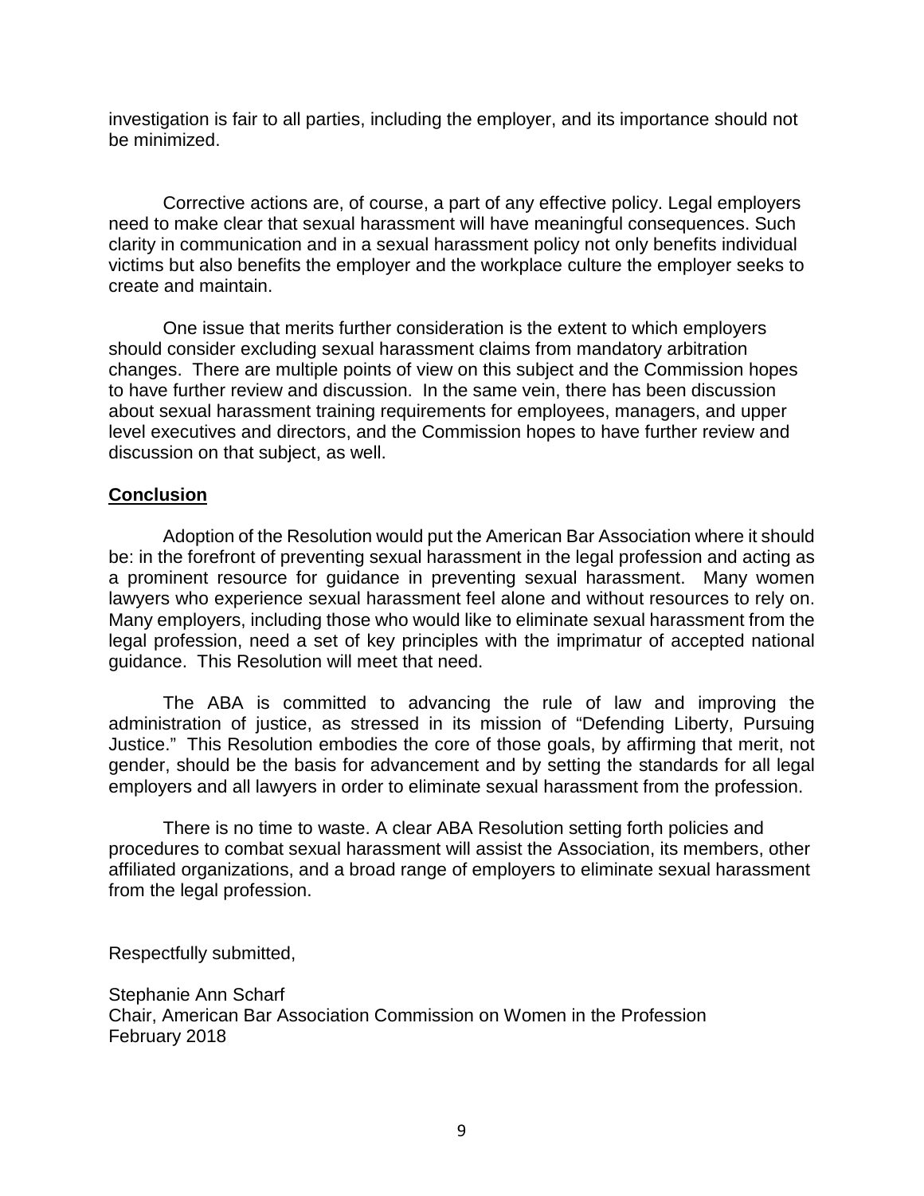investigation is fair to all parties, including the employer, and its importance should not be minimized.

Corrective actions are, of course, a part of any effective policy. Legal employers need to make clear that sexual harassment will have meaningful consequences. Such clarity in communication and in a sexual harassment policy not only benefits individual victims but also benefits the employer and the workplace culture the employer seeks to create and maintain.

One issue that merits further consideration is the extent to which employers should consider excluding sexual harassment claims from mandatory arbitration changes. There are multiple points of view on this subject and the Commission hopes to have further review and discussion. In the same vein, there has been discussion about sexual harassment training requirements for employees, managers, and upper level executives and directors, and the Commission hopes to have further review and discussion on that subject, as well.

## Conclusion

Adoption of the Resolution would put the American Bar Association where it should be: in the forefront of preventing sexual harassment in the legal profession and acting as a prominent resource for guidance in preventing sexual harassment. Many women lawyers who experience sexual harassment feel alone and without resources to rely on. Many employers, including those who would like to eliminate sexual harassment from the legal profession, need a set of key principles with the imprimatur of accepted national guidance. This Resolution will meet that need.

The ABA is committed to advancing the rule of law and improving the administration of justice, as stressed in its mission of "Defending Liberty, Pursuing Justice." This Resolution embodies the core of those goals, by affirming that merit, not gender, should be the basis for advancement and by setting the standards for all legal employers and all lawyers in order to eliminate sexual harassment from the profession.

There is no time to waste. A clear ABA Resolution setting forth policies and procedures to combat sexual harassment will assist the Association, its members, other affiliated organizations, and a broad range of employers to eliminate sexual harassment from the legal profession.

Respectfully submitted,

Stephanie Ann Scharf
Chair, American Bar Association Commission on Women in the Profession
February 2018